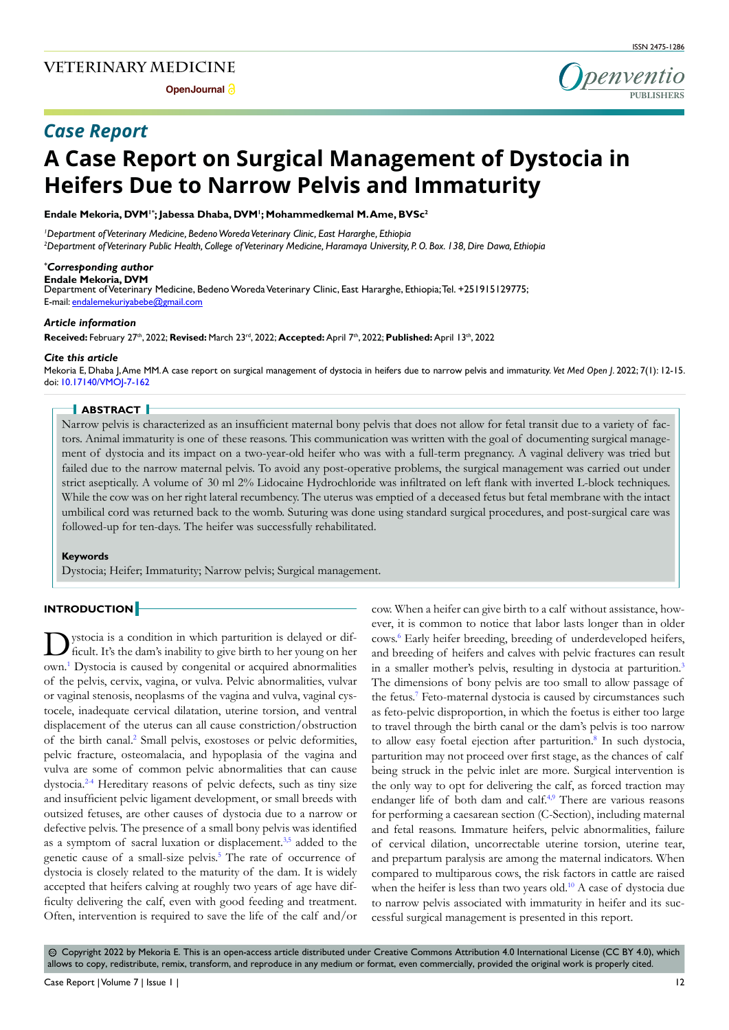*Case Report*

# A Case Report on Surgical Management of Dystocia in Heifers Due to Narrow Pelvis and Immaturity

**Endale Mekoria, DVM[1*]; Jabessa Dhaba, DVM[1]; Mohammedkemal M. Ame, BVSc[2]**

[1]*Department of Veterinary Medicine, Bedeno Woreda Veterinary Clinic, East Hararghe, Ethiopia*
[2]*Department of Veterinary Public Health, College of Veterinary Medicine, Haramaya University, P. O. Box. 138, Dire Dawa, Ethiopia*

**\*Corresponding author**
**Endale Mekoria, DVM**
Department of Veterinary Medicine, Bedeno Woreda Veterinary Clinic, East Hararghe, Ethiopia; Tel. +251915129775;
E-mail: endalemekuriyabebe@gmail.com

**Article information**
**Received:** February 27th, 2022; **Revised:** March 23rd, 2022; **Accepted:** April 7th, 2022; **Published:** April 13th, 2022

**Cite this article**
Mekoria E, Dhaba J, Ame MM. A case report on surgical management of dystocia in heifers due to narrow pelvis and immaturity. *Vet Med Open J*. 2022; 7(1): 12-15. doi: 10.17140/VMOJ-7-162

## ABSTRACT

Narrow pelvis is characterized as an insufficient maternal bony pelvis that does not allow for fetal transit due to a variety of factors. Animal immaturity is one of these reasons. This communication was written with the goal of documenting surgical management of dystocia and its impact on a two-year-old heifer who was with a full-term pregnancy. A vaginal delivery was tried but failed due to the narrow maternal pelvis. To avoid any post-operative problems, the surgical management was carried out under strict aseptically. A volume of 30 ml 2% Lidocaine Hydrochloride was infiltrated on left flank with inverted L-block techniques. While the cow was on her right lateral recumbency. The uterus was emptied of a deceased fetus but fetal membrane with the intact umbilical cord was returned back to the womb. Suturing was done using standard surgical procedures, and post-surgical care was followed-up for ten-days. The heifer was successfully rehabilitated.

### Keywords

Dystocia; Heifer; Immaturity; Narrow pelvis; Surgical management.

## INTRODUCTION

Dystocia is a condition in which parturition is delayed or difficult. It's the dam's inability to give birth to her young on her own.[1] Dystocia is caused by congenital or acquired abnormalities of the pelvis, cervix, vagina, or vulva. Pelvic abnormalities, vulvar or vaginal stenosis, neoplasms of the vagina and vulva, vaginal cystocele, inadequate cervical dilatation, uterine torsion, and ventral displacement of the uterus can all cause constriction/obstruction of the birth canal.[2] Small pelvis, exostoses or pelvic deformities, pelvic fracture, osteomalacia, and hypoplasia of the vagina and vulva are some of common pelvic abnormalities that can cause dystocia.[2-4] Hereditary reasons of pelvic defects, such as tiny size and insufficient pelvic ligament development, or small breeds with outsized fetuses, are other causes of dystocia due to a narrow or defective pelvis. The presence of a small bony pelvis was identified as a symptom of sacral luxation or displacement.[3,5] added to the genetic cause of a small-size pelvis.[5] The rate of occurrence of dystocia is closely related to the maturity of the dam. It is widely accepted that heifers calving at roughly two years of age have difficulty delivering the calf, even with good feeding and treatment. Often, intervention is required to save the life of the calf and/or cow. When a heifer can give birth to a calf without assistance, however, it is common to notice that labor lasts longer than in older cows.[6] Early heifer breeding, breeding of underdeveloped heifers, and breeding of heifers and calves with pelvic fractures can result in a smaller mother's pelvis, resulting in dystocia at parturition.[3] The dimensions of bony pelvis are too small to allow passage of the fetus.[7] Feto-maternal dystocia is caused by circumstances such as feto-pelvic disproportion, in which the foetus is either too large to travel through the birth canal or the dam's pelvis is too narrow to allow easy foetal ejection after parturition.[8] In such dystocia, parturition may not proceed over first stage, as the chances of calf being struck in the pelvic inlet are more. Surgical intervention is the only way to opt for delivering the calf, as forced traction may endanger life of both dam and calf.[4,9] There are various reasons for performing a caesarean section (C-Section), including maternal and fetal reasons. Immature heifers, pelvic abnormalities, failure of cervical dilation, uncorrectable uterine torsion, uterine tear, and prepartum paralysis are among the maternal indicators. When compared to multiparous cows, the risk factors in cattle are raised when the heifer is less than two years old.[10] A case of dystocia due to narrow pelvis associated with immaturity in heifer and its successful surgical management is presented in this report.

© Copyright 2022 by Mekoria E. This is an open-access article distributed under Creative Commons Attribution 4.0 International License (CC BY 4.0), which allows to copy, redistribute, remix, transform, and reproduce in any medium or format, even commercially, provided the original work is properly cited.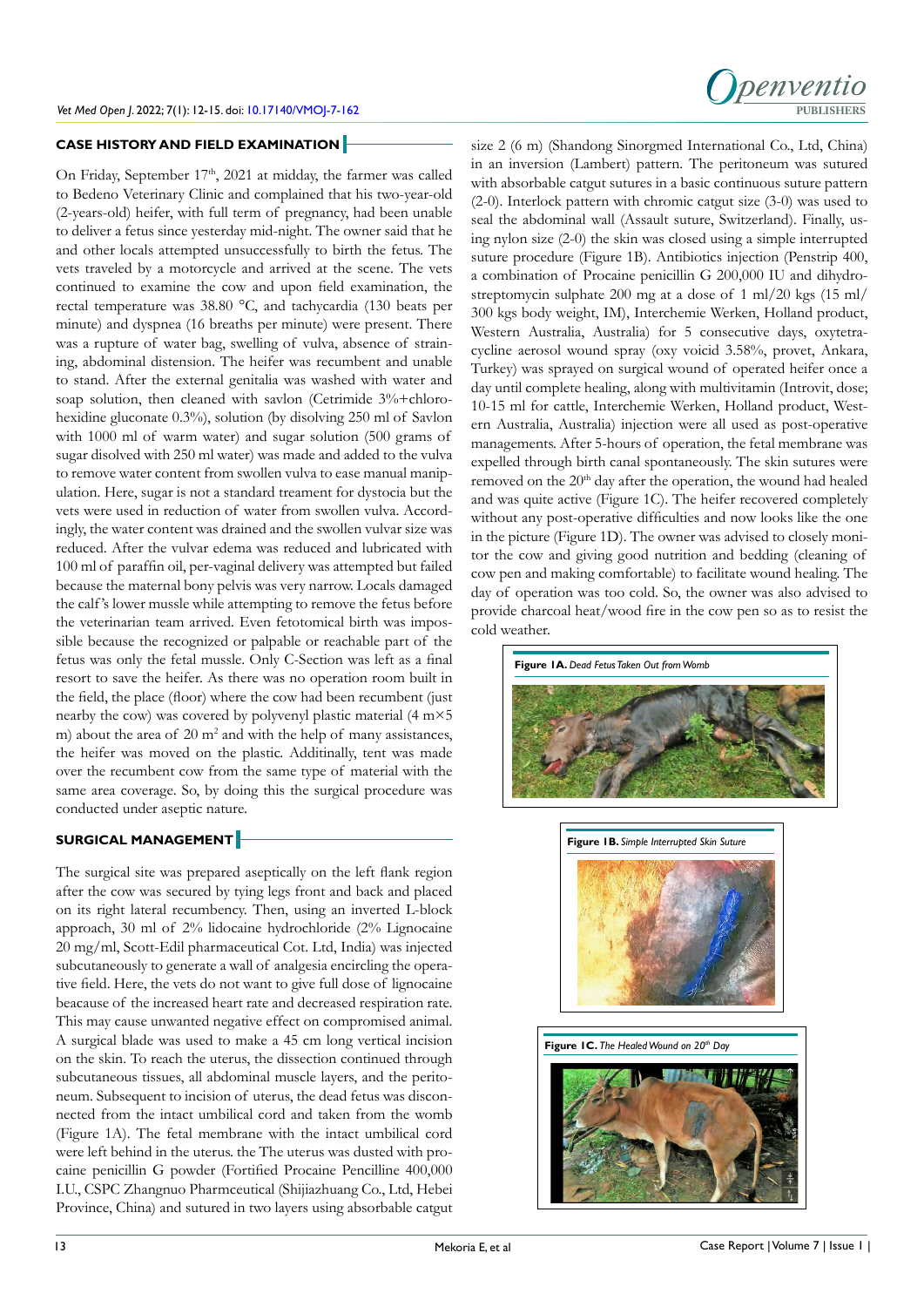## CASE HISTORY AND FIELD EXAMINATION

On Friday, September 17th, 2021 at midday, the farmer was called to Bedeno Veterinary Clinic and complained that his two-year-old (2-years-old) heifer, with full term of pregnancy, had been unable to deliver a fetus since yesterday mid-night. The owner said that he and other locals attempted unsuccessfully to birth the fetus. The vets traveled by a motorcycle and arrived at the scene. The vets continued to examine the cow and upon field examination, the rectal temperature was 38.80 °C, and tachycardia (130 beats per minute) and dyspnea (16 breaths per minute) were present. There was a rupture of water bag, swelling of vulva, absence of straining, abdominal distension. The heifer was recumbent and unable to stand. After the external genitalia was washed with water and soap solution, then cleaned with savlon (Cetrimide 3%+chlorohexidine gluconate 0.3%), solution (by disolving 250 ml of Savlon with 1000 ml of warm water) and sugar solution (500 grams of sugar disolved with 250 ml water) was made and added to the vulva to remove water content from swollen vulva to ease manual manipulation. Here, sugar is not a standard treament for dystocia but the vets were used in reduction of water from swollen vulva. Accordingly, the water content was drained and the swollen vulvar size was reduced. After the vulvar edema was reduced and lubricated with 100 ml of paraffin oil, per-vaginal delivery was attempted but failed because the maternal bony pelvis was very narrow. Locals damaged the calf's lower mussle while attempting to remove the fetus before the veterinarian team arrived. Even fetotomical birth was impossible because the recognized or palpable or reachable part of the fetus was only the fetal mussle. Only C-Section was left as a final resort to save the heifer. As there was no operation room built in the field, the place (floor) where the cow had been recumbent (just nearby the cow) was covered by polyvenyl plastic material (4 m×5 m) about the area of 20 m$^2$ and with the help of many assistances, the heifer was moved on the plastic. Additinally, tent was made over the recumbent cow from the same type of material with the same area coverage. So, by doing this the surgical procedure was conducted under aseptic nature.

## SURGICAL MANAGEMENT

The surgical site was prepared aseptically on the left flank region after the cow was secured by tying legs front and back and placed on its right lateral recumbency. Then, using an inverted L-block approach, 30 ml of 2% lidocaine hydrochloride (2% Lignocaine 20 mg/ml, Scott-Edil pharmaceutical Cot. Ltd, India) was injected subcutaneously to generate a wall of analgesia encircling the operative field. Here, the vets do not want to give full dose of lignocaine beacause of the increased heart rate and decreased respiration rate. This may cause unwanted negative effect on compromised animal. A surgical blade was used to make a 45 cm long vertical incision on the skin. To reach the uterus, the dissection continued through subcutaneous tissues, all abdominal muscle layers, and the peritoneum. Subsequent to incision of uterus, the dead fetus was disconnected from the intact umbilical cord and taken from the womb (Figure 1A). The fetal membrane with the intact umbilical cord were left behind in the uterus. the The uterus was dusted with procaine penicillin G powder (Fortified Procaine Pencilline 400,000 I.U., CSPC Zhangnuo Pharmceutical (Shijiazhuang Co., Ltd, Hebei Province, China) and sutured in two layers using absorbable catgut size 2 (6 m) (Shandong Sinorgmed International Co., Ltd, China) in an inversion (Lambert) pattern. The peritoneum was sutured with absorbable catgut sutures in a basic continuous suture pattern (2-0). Interlock pattern with chromic catgut size (3-0) was used to seal the abdominal wall (Assault suture, Switzerland). Finally, using nylon size (2-0) the skin was closed using a simple interrupted suture procedure (Figure 1B). Antibiotics injection (Penstrip 400, a combination of Procaine penicillin G 200,000 IU and dihydrostreptomycin sulphate 200 mg at a dose of 1 ml/20 kgs (15 ml/300 kgs body weight, IM), Interchemie Werken, Holland product, Western Australia, Australia) for 5 consecutive days, oxytetracycline aerosol wound spray (oxy voicid 3.58%, provet, Ankara, Turkey) was sprayed on surgical wound of operated heifer once a day until complete healing, along with multivitamin (Introvit, dose; 10-15 ml for cattle, Interchemie Werken, Holland product, Western Australia, Australia) injection were all used as post-operative managements. After 5-hours of operation, the fetal membrane was expelled through birth canal spontaneously. The skin sutures were removed on the 20th day after the operation, the wound had healed and was quite active (Figure 1C). The heifer recovered completely without any post-operative difficulties and now looks like the one in the picture (Figure 1D). The owner was advised to closely monitor the cow and giving good nutrition and bedding (cleaning of cow pen and making comfortable) to facilitate wound healing. The day of operation was too cold. So, the owner was also advised to provide charcoal heat/wood fire in the cow pen so as to resist the cold weather.

**Figure 1A.** *Dead Fetus Taken Out from Womb*

**Figure 1B.** *Simple Interrupted Skin Suture*

**Figure 1C.** *The Healed Wound on 20th Day*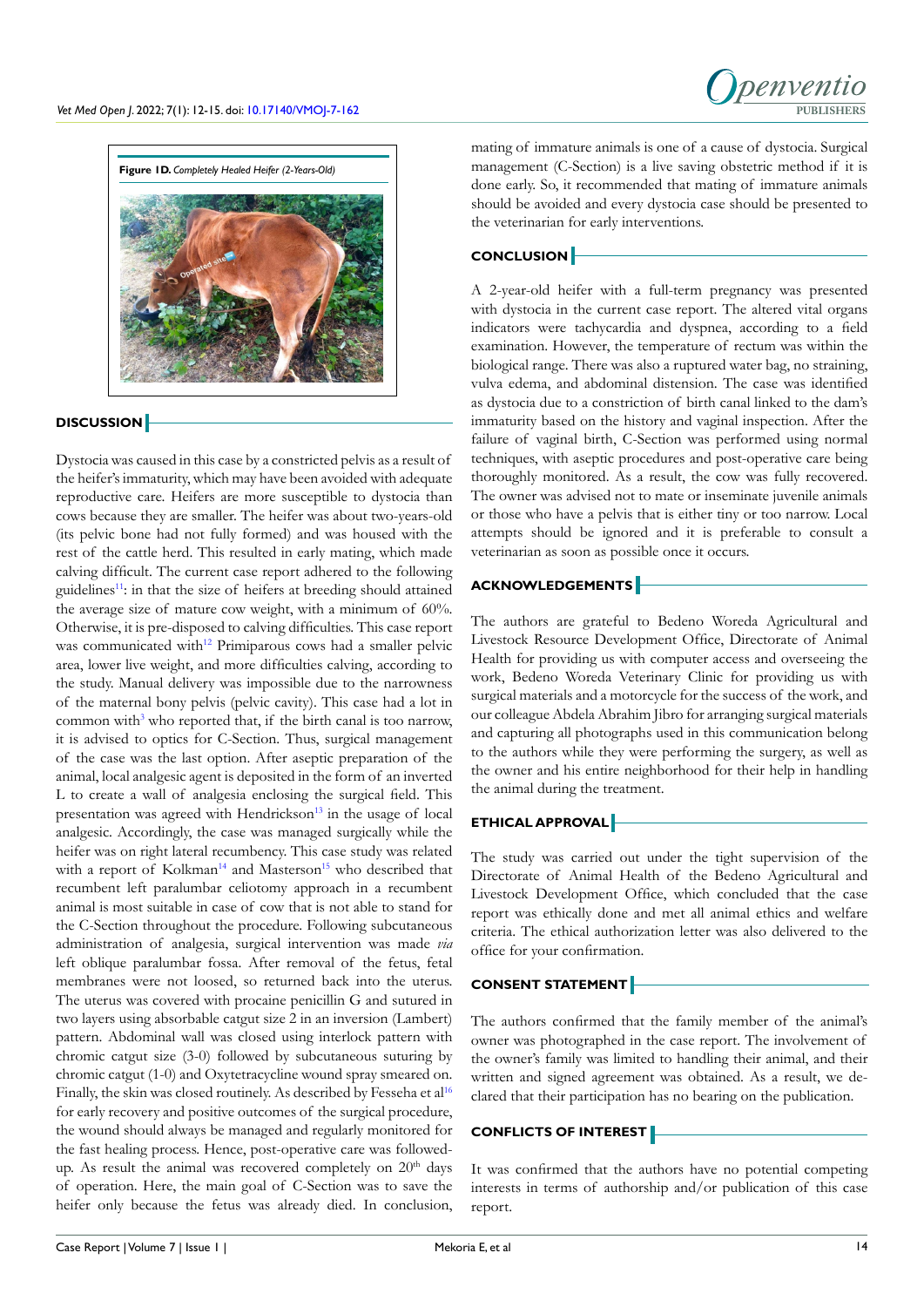**Figure 1D.** *Completely Healed Heifer (2-Years-Old)*

## DISCUSSION

Dystocia was caused in this case by a constricted pelvis as a result of the heifer's immaturity, which may have been avoided with adequate reproductive care. Heifers are more susceptible to dystocia than cows because they are smaller. The heifer was about two-years-old (its pelvic bone had not fully formed) and was housed with the rest of the cattle herd. This resulted in early mating, which made calving difficult. The current case report adhered to the following guidelines[11]: in that the size of heifers at breeding should attained the average size of mature cow weight, with a minimum of 60%. Otherwise, it is pre-disposed to calving difficulties. This case report was communicated with[12] Primiparous cows had a smaller pelvic area, lower live weight, and more difficulties calving, according to the study. Manual delivery was impossible due to the narrowness of the maternal bony pelvis (pelvic cavity). This case had a lot in common with[3] who reported that, if the birth canal is too narrow, it is advised to optics for C-Section. Thus, surgical management of the case was the last option. After aseptic preparation of the animal, local analgesic agent is deposited in the form of an inverted L to create a wall of analgesia enclosing the surgical field. This presentation was agreed with Hendrickson[13] in the usage of local analgesic. Accordingly, the case was managed surgically while the heifer was on right lateral recumbency. This case study was related with a report of Kolkman[14] and Masterson[15] who described that recumbent left paralumbar celiotomy approach in a recumbent animal is most suitable in case of cow that is not able to stand for the C-Section throughout the procedure. Following subcutaneous administration of analgesia, surgical intervention was made *via* left oblique paralumbar fossa. After removal of the fetus, fetal membranes were not loosed, so returned back into the uterus. The uterus was covered with procaine penicillin G and sutured in two layers using absorbable catgut size 2 in an inversion (Lambert) pattern. Abdominal wall was closed using interlock pattern with chromic catgut size (3-0) followed by subcutaneous suturing by chromic catgut (1-0) and Oxytetracycline wound spray smeared on. Finally, the skin was closed routinely. As described by Fesseha et al[16] for early recovery and positive outcomes of the surgical procedure, the wound should always be managed and regularly monitored for the fast healing process. Hence, post-operative care was followed-up. As result the animal was recovered completely on 20$^{th}$ days of operation. Here, the main goal of C-Section was to save the heifer only because the fetus was already died. In conclusion, mating of immature animals is one of a cause of dystocia. Surgical management (C-Section) is a live saving obstetric method if it is done early. So, it recommended that mating of immature animals should be avoided and every dystocia case should be presented to the veterinarian for early interventions.

## CONCLUSION

A 2-year-old heifer with a full-term pregnancy was presented with dystocia in the current case report. The altered vital organs indicators were tachycardia and dyspnea, according to a field examination. However, the temperature of rectum was within the biological range. There was also a ruptured water bag, no straining, vulva edema, and abdominal distension. The case was identified as dystocia due to a constriction of birth canal linked to the dam's immaturity based on the history and vaginal inspection. After the failure of vaginal birth, C-Section was performed using normal techniques, with aseptic procedures and post-operative care being thoroughly monitored. As a result, the cow was fully recovered. The owner was advised not to mate or inseminate juvenile animals or those who have a pelvis that is either tiny or too narrow. Local attempts should be ignored and it is preferable to consult a veterinarian as soon as possible once it occurs.

## ACKNOWLEDGEMENTS

The authors are grateful to Bedeno Woreda Agricultural and Livestock Resource Development Office, Directorate of Animal Health for providing us with computer access and overseeing the work, Bedeno Woreda Veterinary Clinic for providing us with surgical materials and a motorcycle for the success of the work, and our colleague Abdela Abrahim Jibro for arranging surgical materials and capturing all photographs used in this communication belong to the authors while they were performing the surgery, as well as the owner and his entire neighborhood for their help in handling the animal during the treatment.

## ETHICAL APPROVAL

The study was carried out under the tight supervision of the Directorate of Animal Health of the Bedeno Agricultural and Livestock Development Office, which concluded that the case report was ethically done and met all animal ethics and welfare criteria. The ethical authorization letter was also delivered to the office for your confirmation.

## CONSENT STATEMENT

The authors confirmed that the family member of the animal's owner was photographed in the case report. The involvement of the owner's family was limited to handling their animal, and their written and signed agreement was obtained. As a result, we declared that their participation has no bearing on the publication.

## CONFLICTS OF INTEREST

It was confirmed that the authors have no potential competing interests in terms of authorship and/or publication of this case report.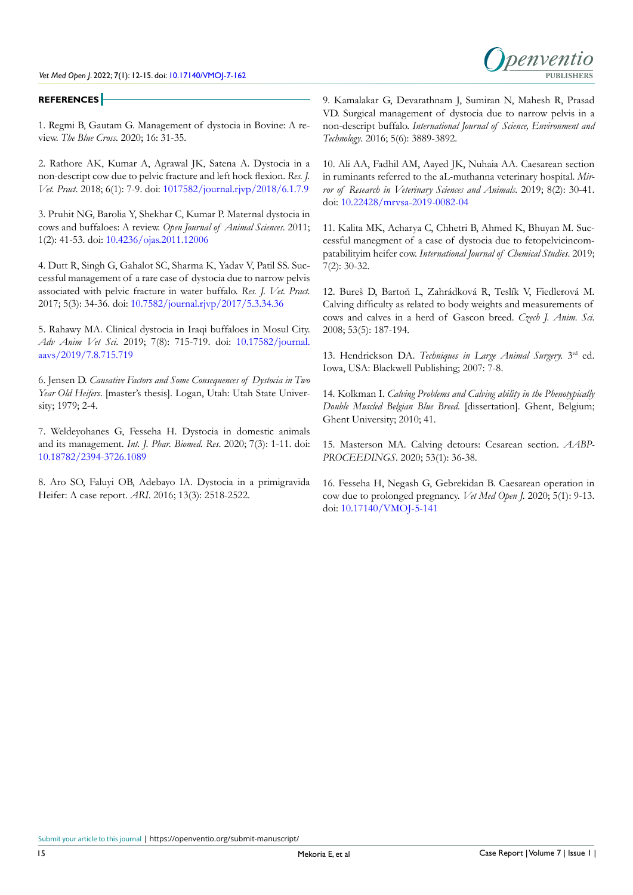## REFERENCES

1. Regmi B, Gautam G. Management of dystocia in Bovine: A review. *The Blue Cross.* 2020; 16: 31-35.

2. Rathore AK, Kumar A, Agrawal JK, Satena A. Dystocia in a non-descript cow due to pelvic fracture and left hock flexion. *Res. J. Vet. Pract.* 2018; 6(1): 7-9. doi: 1017582/journal.rjvp/2018/6.1.7.9

3. Pruhit NG, Barolia Y, Shekhar C, Kumar P. Maternal dystocia in cows and buffaloes: A review. *Open Journal of Animal Sciences.* 2011; 1(2): 41-53. doi: 10.4236/ojas.2011.12006

4. Dutt R, Singh G, Gahalot SC, Sharma K, Yadav V, Patil SS. Successful management of a rare case of dystocia due to narrow pelvis associated with pelvic fracture in water buffalo. *Res. J. Vet. Pract.* 2017; 5(3): 34-36. doi: 10.7582/journal.rjvp/2017/5.3.34.36

5. Rahawy MA. Clinical dystocia in Iraqi buffaloes in Mosul City. *Adv Anim Vet Sci.* 2019; 7(8): 715-719. doi: 10.17582/journal.aavs/2019/7.8.715.719

6. Jensen D. *Causative Factors and Some Consequences of Dystocia in Two Year Old Heifers.* [master's thesis]. Logan, Utah: Utah State University; 1979; 2-4.

7. Weldeyohanes G, Fesseha H. Dystocia in domestic animals and its management. *Int. J. Phar. Biomed. Res.* 2020; 7(3): 1-11. doi: 10.18782/2394-3726.1089

8. Aro SO, Faluyi OB, Adebayo IA. Dystocia in a primigravida Heifer: A case report. *ARI.* 2016; 13(3): 2518-2522.

9. Kamalakar G, Devarathnam J, Sumiran N, Mahesh R, Prasad VD. Surgical management of dystocia due to narrow pelvis in a non-descript buffalo. *International Journal of Science, Environment and Technology.* 2016; 5(6): 3889-3892.

10. Ali AA, Fadhil AM, Aayed JK, Nuhaia AA. Caesarean section in ruminants referred to the aL-muthanna veterinary hospital. *Mirror of Research in Veterinary Sciences and Animals.* 2019; 8(2): 30-41. doi: 10.22428/mrvsa-2019-0082-04

11. Kalita MK, Acharya C, Chhetri B, Ahmed K, Bhuyan M. Successful manegment of a case of dystocia due to fetopelvicincompatabilityim heifer cow. *International Journal of Chemical Studies.* 2019; 7(2): 30-32.

12. Bureš D, Bartoň L, Zahrádková R, Teslík V, Fiedlerová M. Calving difficulty as related to body weights and measurements of cows and calves in a herd of Gascon breed. *Czech J. Anim. Sci.* 2008; 53(5): 187-194.

13. Hendrickson DA. *Techniques in Large Animal Surgery.* 3rd ed. Iowa, USA: Blackwell Publishing; 2007: 7-8.

14. Kolkman I. *Calving Problems and Calving ability in the Phenotypically Double Muscled Belgian Blue Breed.* [dissertation]. Ghent, Belgium; Ghent University; 2010; 41.

15. Masterson MA. Calving detours: Cesarean section. *AABP-PROCEEDINGS.* 2020; 53(1): 36-38.

16. Fesseha H, Negash G, Gebrekidan B. Caesarean operation in cow due to prolonged pregnancy. *Vet Med Open J.* 2020; 5(1): 9-13. doi: 10.17140/VMOJ-5-141